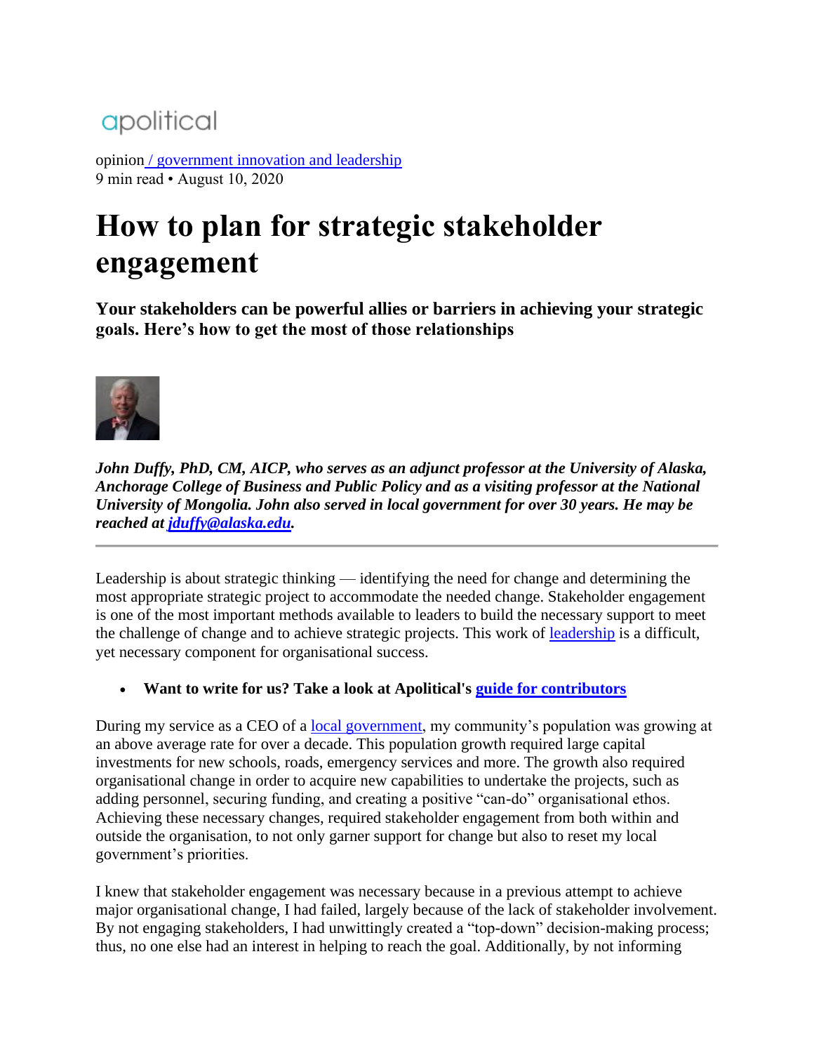apolitical

opinion / government innovation and leadership
9 min read • August 10, 2020

# How to plan for strategic stakeholder engagement

**Your stakeholders can be powerful allies or barriers in achieving your strategic goals. Here's how to get the most of those relationships**

***John Duffy, PhD, CM, AICP, who serves as an adjunct professor at the University of Alaska, Anchorage College of Business and Public Policy and as a visiting professor at the National University of Mongolia. John also served in local government for over 30 years. He may be reached at [jduffy@alaska.edu](mailto:jduffy@alaska.edu).***

---

Leadership is about strategic thinking — identifying the need for change and determining the most appropriate strategic project to accommodate the needed change. Stakeholder engagement is one of the most important methods available to leaders to build the necessary support to meet the challenge of change and to achieve strategic projects. This work of leadership is a difficult, yet necessary component for organisational success.

- **Want to write for us? Take a look at Apolitical's guide for contributors**

During my service as a CEO of a local government, my community's population was growing at an above average rate for over a decade. This population growth required large capital investments for new schools, roads, emergency services and more. The growth also required organisational change in order to acquire new capabilities to undertake the projects, such as adding personnel, securing funding, and creating a positive "can-do" organisational ethos. Achieving these necessary changes, required stakeholder engagement from both within and outside the organisation, to not only garner support for change but also to reset my local government's priorities.

I knew that stakeholder engagement was necessary because in a previous attempt to achieve major organisational change, I had failed, largely because of the lack of stakeholder involvement. By not engaging stakeholders, I had unwittingly created a "top-down" decision-making process; thus, no one else had an interest in helping to reach the goal. Additionally, by not informing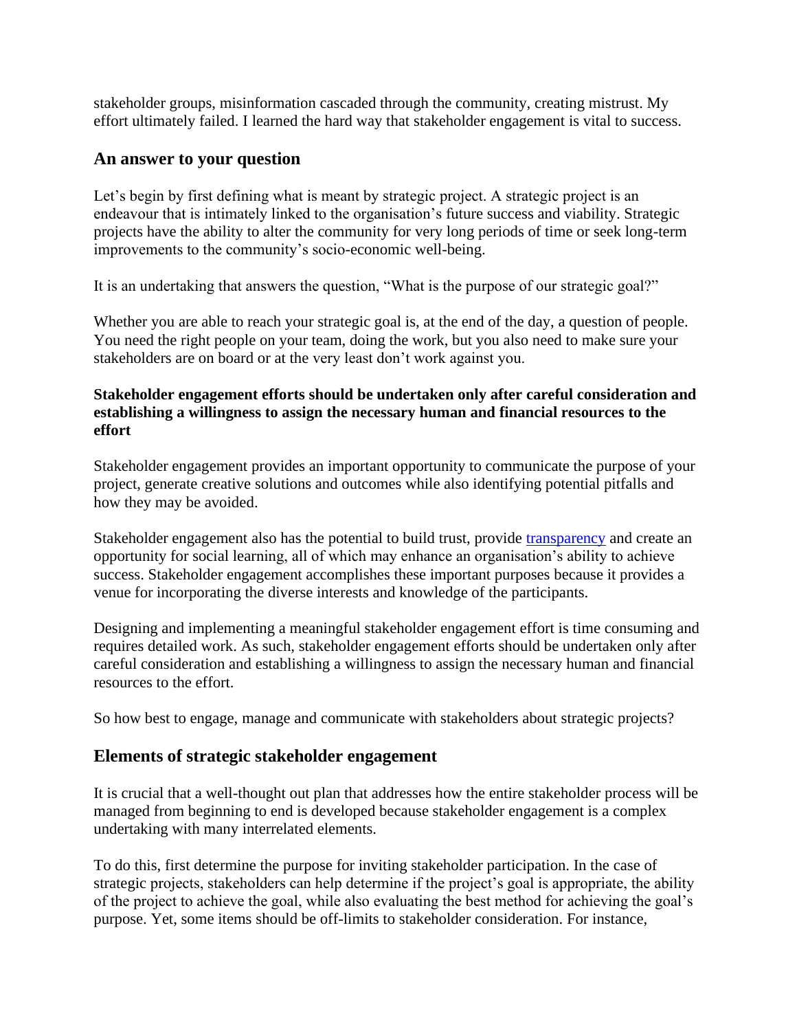stakeholder groups, misinformation cascaded through the community, creating mistrust. My effort ultimately failed. I learned the hard way that stakeholder engagement is vital to success.

## An answer to your question

Let's begin by first defining what is meant by strategic project. A strategic project is an endeavour that is intimately linked to the organisation's future success and viability. Strategic projects have the ability to alter the community for very long periods of time or seek long-term improvements to the community's socio-economic well-being.

It is an undertaking that answers the question, "What is the purpose of our strategic goal?"

Whether you are able to reach your strategic goal is, at the end of the day, a question of people. You need the right people on your team, doing the work, but you also need to make sure your stakeholders are on board or at the very least don't work against you.

**Stakeholder engagement efforts should be undertaken only after careful consideration and establishing a willingness to assign the necessary human and financial resources to the effort**

Stakeholder engagement provides an important opportunity to communicate the purpose of your project, generate creative solutions and outcomes while also identifying potential pitfalls and how they may be avoided.

Stakeholder engagement also has the potential to build trust, provide [transparency] and create an opportunity for social learning, all of which may enhance an organisation's ability to achieve success. Stakeholder engagement accomplishes these important purposes because it provides a venue for incorporating the diverse interests and knowledge of the participants.

Designing and implementing a meaningful stakeholder engagement effort is time consuming and requires detailed work. As such, stakeholder engagement efforts should be undertaken only after careful consideration and establishing a willingness to assign the necessary human and financial resources to the effort.

So how best to engage, manage and communicate with stakeholders about strategic projects?

## Elements of strategic stakeholder engagement

It is crucial that a well-thought out plan that addresses how the entire stakeholder process will be managed from beginning to end is developed because stakeholder engagement is a complex undertaking with many interrelated elements.

To do this, first determine the purpose for inviting stakeholder participation. In the case of strategic projects, stakeholders can help determine if the project's goal is appropriate, the ability of the project to achieve the goal, while also evaluating the best method for achieving the goal's purpose. Yet, some items should be off-limits to stakeholder consideration. For instance,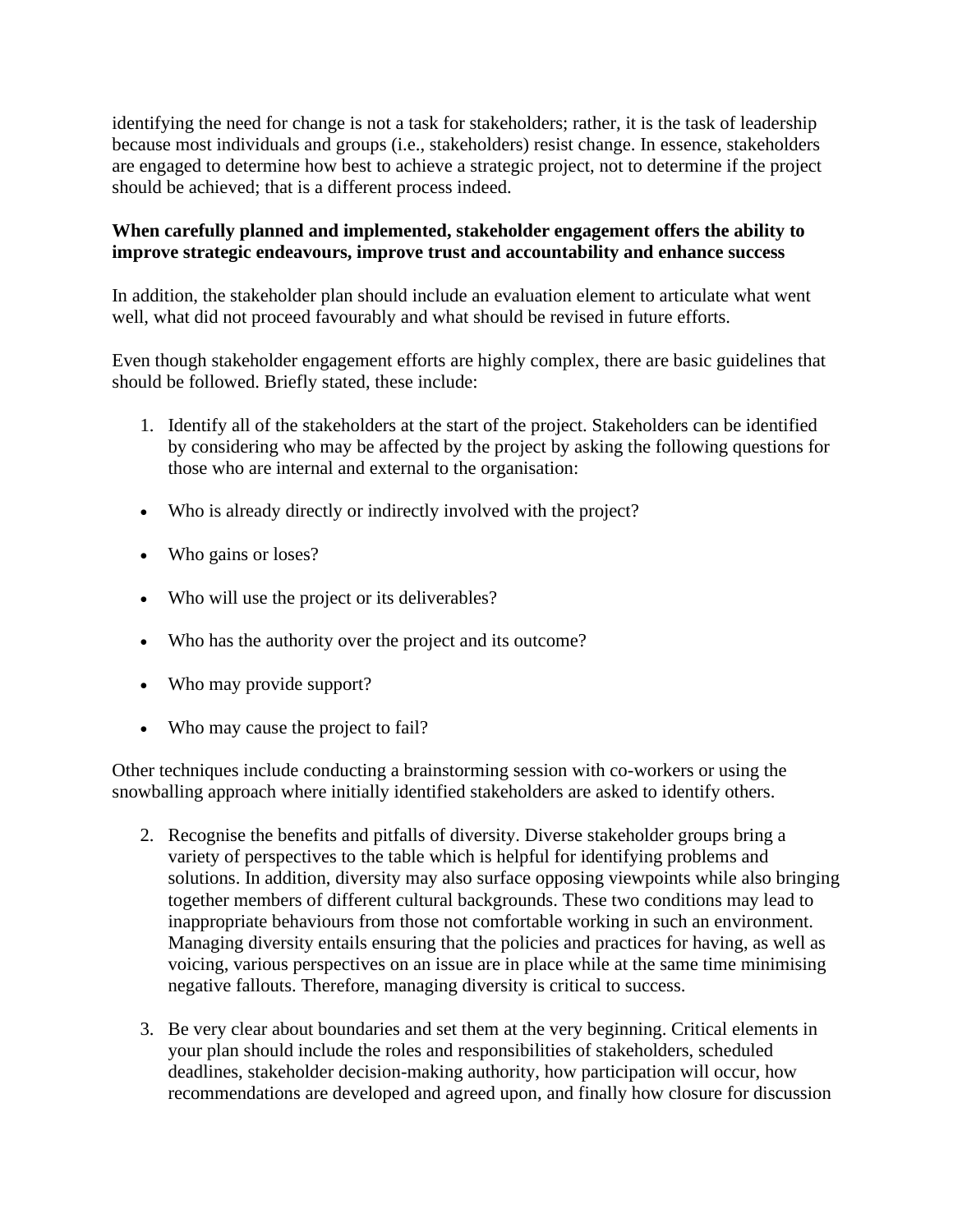identifying the need for change is not a task for stakeholders; rather, it is the task of leadership because most individuals and groups (i.e., stakeholders) resist change. In essence, stakeholders are engaged to determine how best to achieve a strategic project, not to determine if the project should be achieved; that is a different process indeed.

**When carefully planned and implemented, stakeholder engagement offers the ability to improve strategic endeavours, improve trust and accountability and enhance success**

In addition, the stakeholder plan should include an evaluation element to articulate what went well, what did not proceed favourably and what should be revised in future efforts.

Even though stakeholder engagement efforts are highly complex, there are basic guidelines that should be followed. Briefly stated, these include:

1. Identify all of the stakeholders at the start of the project. Stakeholders can be identified by considering who may be affected by the project by asking the following questions for those who are internal and external to the organisation:

- Who is already directly or indirectly involved with the project?
- Who gains or loses?
- Who will use the project or its deliverables?
- Who has the authority over the project and its outcome?
- Who may provide support?
- Who may cause the project to fail?

Other techniques include conducting a brainstorming session with co-workers or using the snowballing approach where initially identified stakeholders are asked to identify others.

2. Recognise the benefits and pitfalls of diversity. Diverse stakeholder groups bring a variety of perspectives to the table which is helpful for identifying problems and solutions. In addition, diversity may also surface opposing viewpoints while also bringing together members of different cultural backgrounds. These two conditions may lead to inappropriate behaviours from those not comfortable working in such an environment. Managing diversity entails ensuring that the policies and practices for having, as well as voicing, various perspectives on an issue are in place while at the same time minimising negative fallouts. Therefore, managing diversity is critical to success.

3. Be very clear about boundaries and set them at the very beginning. Critical elements in your plan should include the roles and responsibilities of stakeholders, scheduled deadlines, stakeholder decision-making authority, how participation will occur, how recommendations are developed and agreed upon, and finally how closure for discussion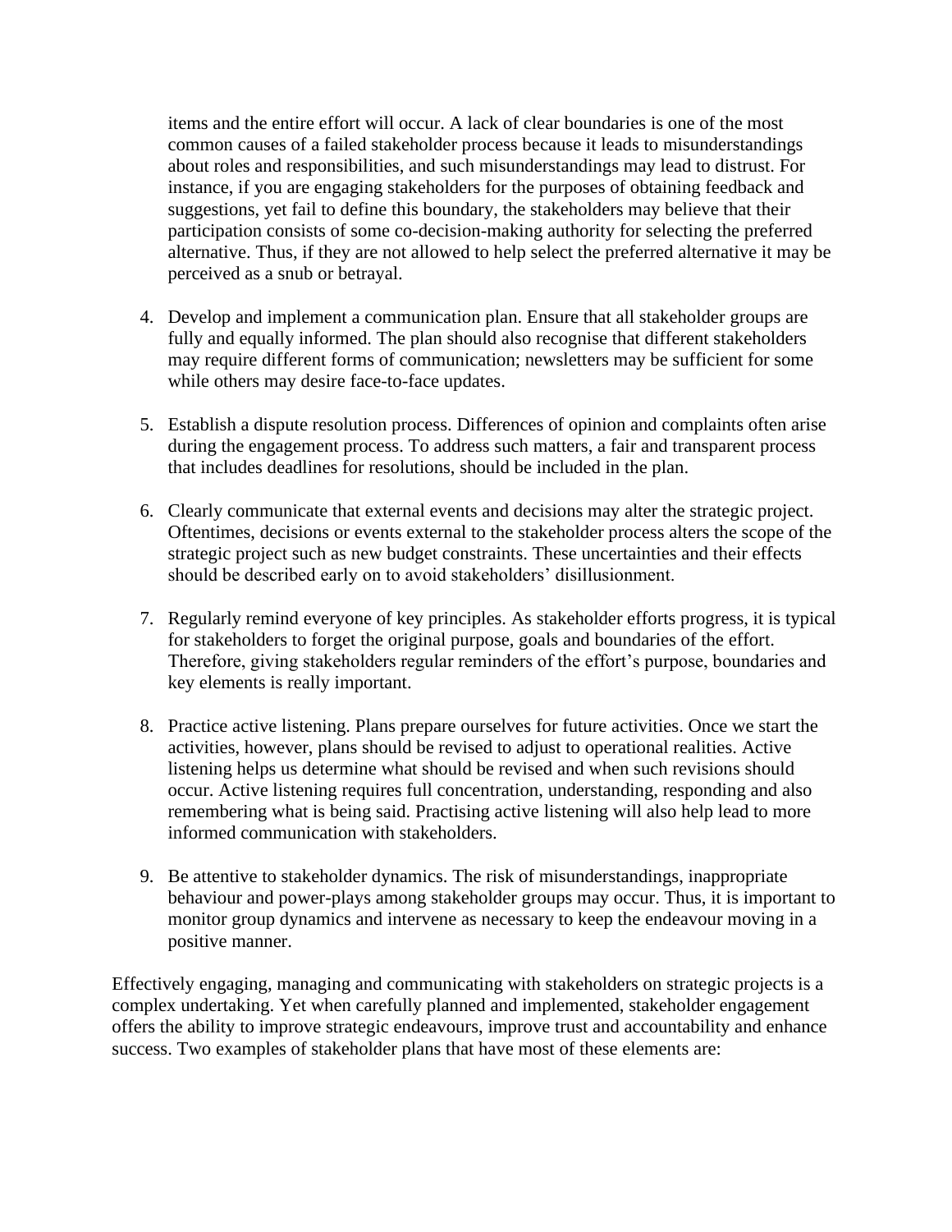items and the entire effort will occur. A lack of clear boundaries is one of the most common causes of a failed stakeholder process because it leads to misunderstandings about roles and responsibilities, and such misunderstandings may lead to distrust. For instance, if you are engaging stakeholders for the purposes of obtaining feedback and suggestions, yet fail to define this boundary, the stakeholders may believe that their participation consists of some co-decision-making authority for selecting the preferred alternative. Thus, if they are not allowed to help select the preferred alternative it may be perceived as a snub or betrayal.

4. Develop and implement a communication plan. Ensure that all stakeholder groups are fully and equally informed. The plan should also recognise that different stakeholders may require different forms of communication; newsletters may be sufficient for some while others may desire face-to-face updates.

5. Establish a dispute resolution process. Differences of opinion and complaints often arise during the engagement process. To address such matters, a fair and transparent process that includes deadlines for resolutions, should be included in the plan.

6. Clearly communicate that external events and decisions may alter the strategic project. Oftentimes, decisions or events external to the stakeholder process alters the scope of the strategic project such as new budget constraints. These uncertainties and their effects should be described early on to avoid stakeholders' disillusionment.

7. Regularly remind everyone of key principles. As stakeholder efforts progress, it is typical for stakeholders to forget the original purpose, goals and boundaries of the effort. Therefore, giving stakeholders regular reminders of the effort's purpose, boundaries and key elements is really important.

8. Practice active listening. Plans prepare ourselves for future activities. Once we start the activities, however, plans should be revised to adjust to operational realities. Active listening helps us determine what should be revised and when such revisions should occur. Active listening requires full concentration, understanding, responding and also remembering what is being said. Practising active listening will also help lead to more informed communication with stakeholders.

9. Be attentive to stakeholder dynamics. The risk of misunderstandings, inappropriate behaviour and power-plays among stakeholder groups may occur. Thus, it is important to monitor group dynamics and intervene as necessary to keep the endeavour moving in a positive manner.

Effectively engaging, managing and communicating with stakeholders on strategic projects is a complex undertaking. Yet when carefully planned and implemented, stakeholder engagement offers the ability to improve strategic endeavours, improve trust and accountability and enhance success. Two examples of stakeholder plans that have most of these elements are: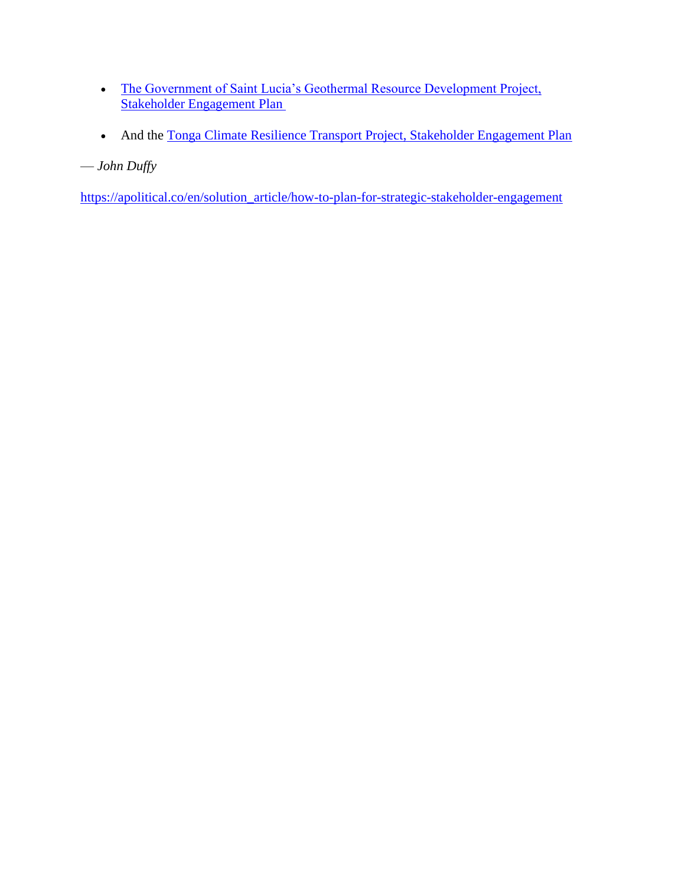- The Government of Saint Lucia's Geothermal Resource Development Project, Stakeholder Engagement Plan

- And the Tonga Climate Resilience Transport Project, Stakeholder Engagement Plan

— *John Duffy*

https://apolitical.co/en/solution_article/how-to-plan-for-strategic-stakeholder-engagement